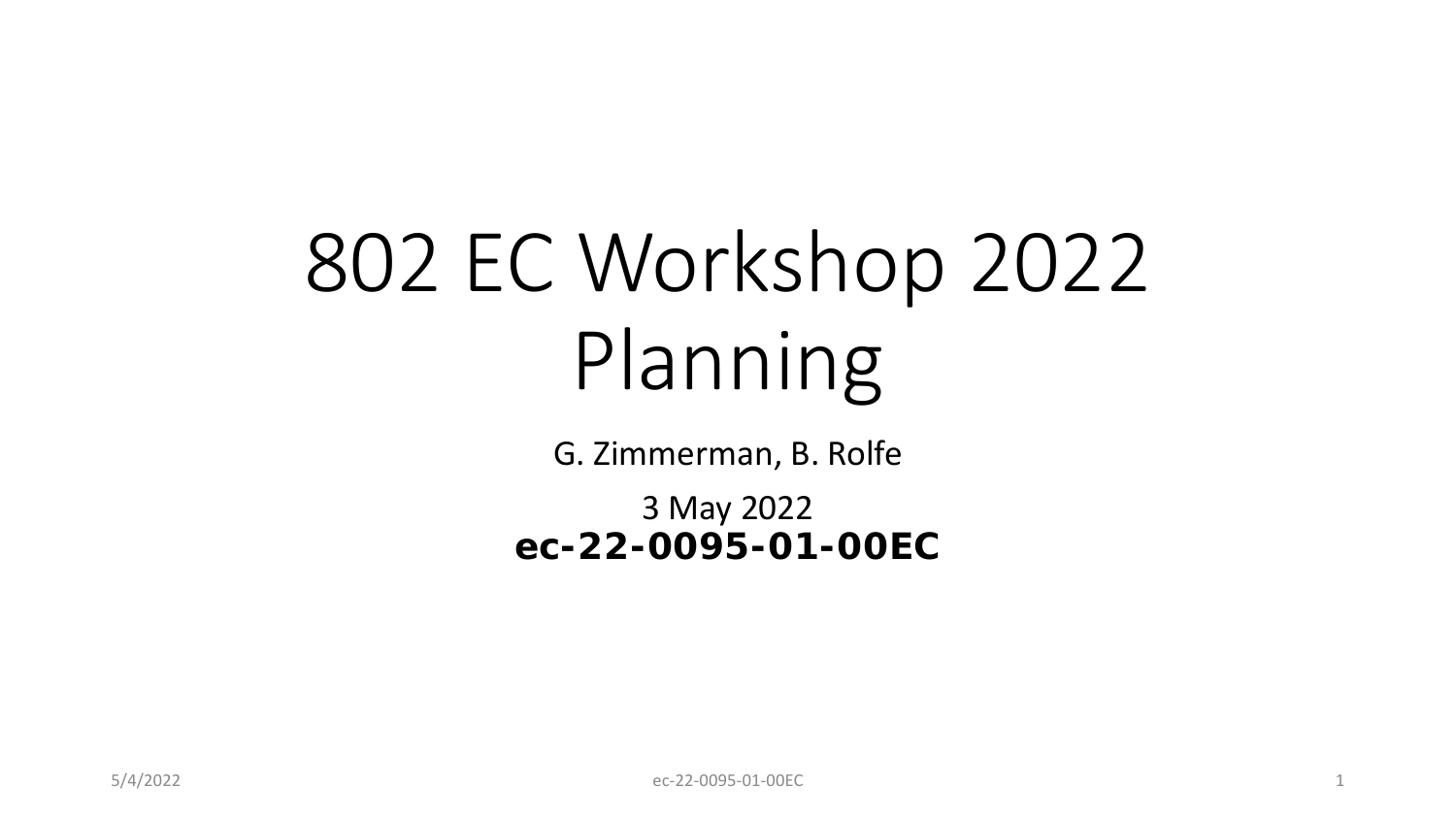# 802 EC Workshop 2022 Planning

G. Zimmerman, B. Rolfe

3 May 2022

**ec-22-0095-01-00EC**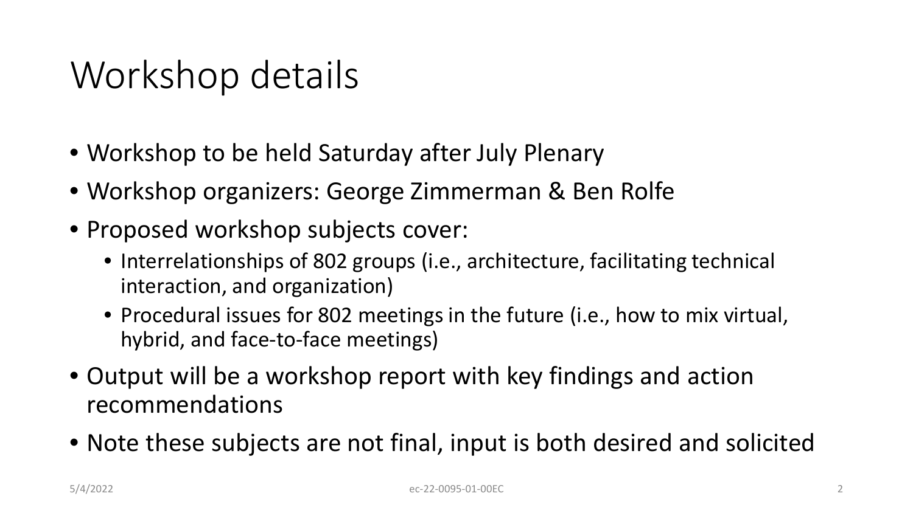# Workshop details

- Workshop to be held Saturday after July Plenary
- Workshop organizers: George Zimmerman & Ben Rolfe
- Proposed workshop subjects cover:
  - Interrelationships of 802 groups (i.e., architecture, facilitating technical interaction, and organization)
  - Procedural issues for 802 meetings in the future (i.e., how to mix virtual, hybrid, and face-to-face meetings)
- Output will be a workshop report with key findings and action recommendations
- Note these subjects are not final, input is both desired and solicited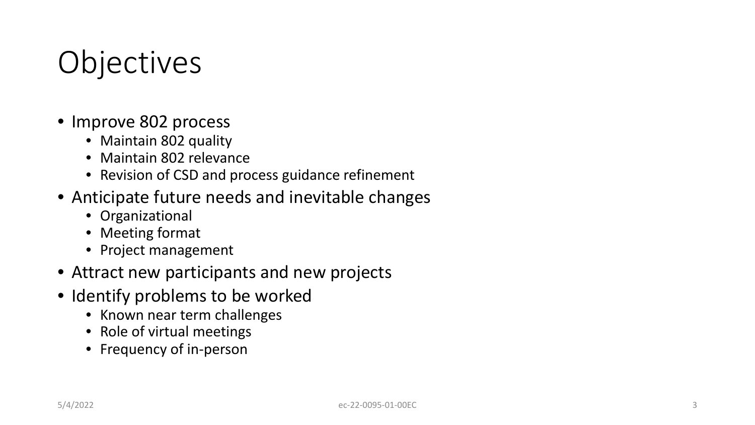# Objectives

- Improve 802 process
  - Maintain 802 quality
  - Maintain 802 relevance
  - Revision of CSD and process guidance refinement
- Anticipate future needs and inevitable changes
  - Organizational
  - Meeting format
  - Project management
- Attract new participants and new projects
- Identify problems to be worked
  - Known near term challenges
  - Role of virtual meetings
  - Frequency of in-person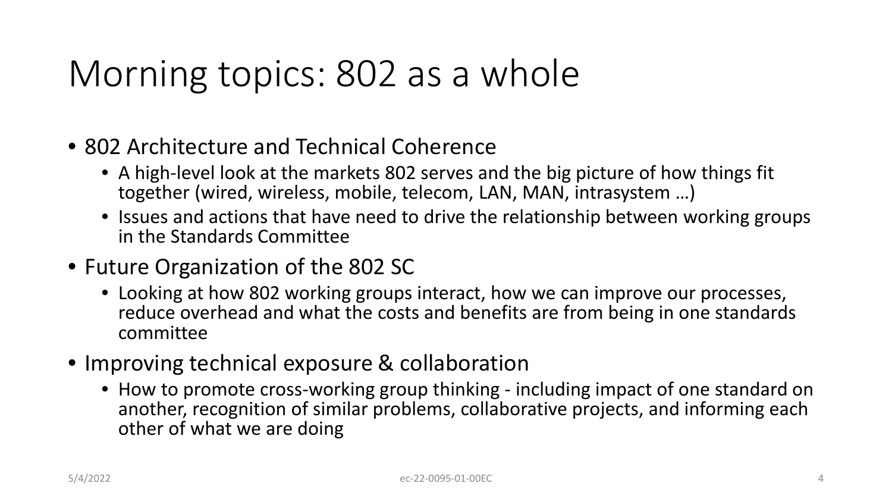# Morning topics: 802 as a whole

- 802 Architecture and Technical Coherence
  - A high-level look at the markets 802 serves and the big picture of how things fit together (wired, wireless, mobile, telecom, LAN, MAN, intrasystem …)
  - Issues and actions that have need to drive the relationship between working groups in the Standards Committee
- Future Organization of the 802 SC
  - Looking at how 802 working groups interact, how we can improve our processes, reduce overhead and what the costs and benefits are from being in one standards committee
- Improving technical exposure & collaboration
  - How to promote cross-working group thinking - including impact of one standard on another, recognition of similar problems, collaborative projects, and informing each other of what we are doing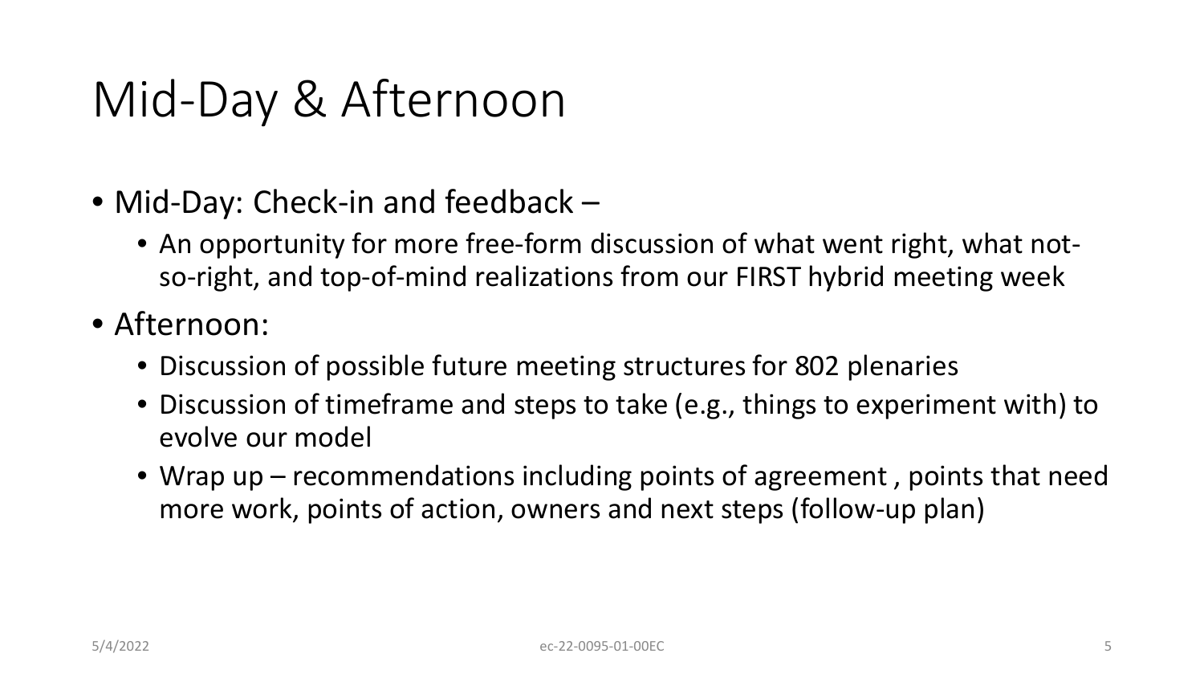# Mid-Day & Afternoon

- Mid-Day: Check-in and feedback –
  - An opportunity for more free-form discussion of what went right, what not-so-right, and top-of-mind realizations from our FIRST hybrid meeting week
- Afternoon:
  - Discussion of possible future meeting structures for 802 plenaries
  - Discussion of timeframe and steps to take (e.g., things to experiment with) to evolve our model
  - Wrap up – recommendations including points of agreement , points that need more work, points of action, owners and next steps (follow-up plan)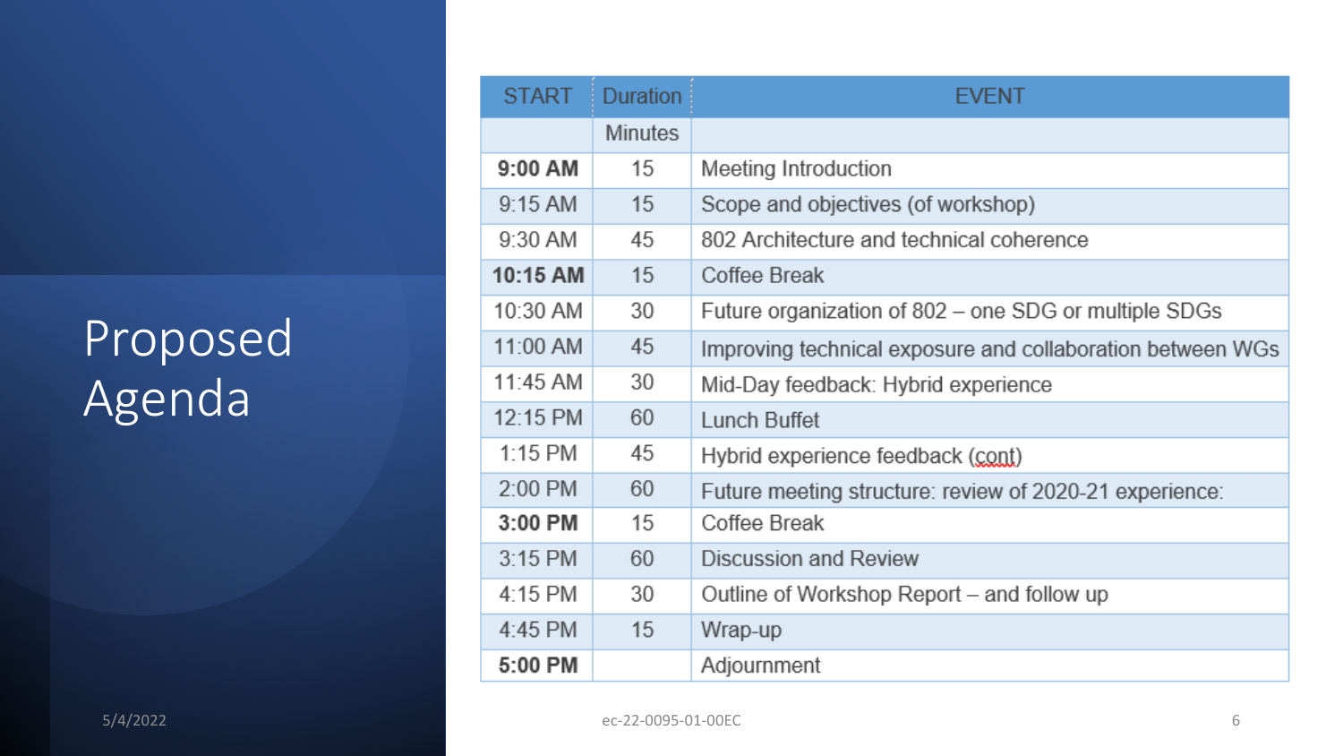# Proposed Agenda

| START | Duration | EVENT |
|---|---|---|
| | Minutes | |
| **9:00 AM** | 15 | Meeting Introduction |
| 9:15 AM | 15 | Scope and objectives (of workshop) |
| 9:30 AM | 45 | 802 Architecture and technical coherence |
| **10:15 AM** | 15 | Coffee Break |
| 10:30 AM | 30 | Future organization of 802 – one SDG or multiple SDGs |
| 11:00 AM | 45 | Improving technical exposure and collaboration between WGs |
| 11:45 AM | 30 | Mid-Day feedback: Hybrid experience |
| 12:15 PM | 60 | Lunch Buffet |
| 1:15 PM | 45 | Hybrid experience feedback (cont) |
| 2:00 PM | 60 | Future meeting structure: review of 2020-21 experience: |
| **3:00 PM** | 15 | Coffee Break |
| 3:15 PM | 60 | Discussion and Review |
| 4:15 PM | 30 | Outline of Workshop Report – and follow up |
| 4:45 PM | 15 | Wrap-up |
| **5:00 PM** | | Adjournment |

5/4/2022

ec-22-0095-01-00EC